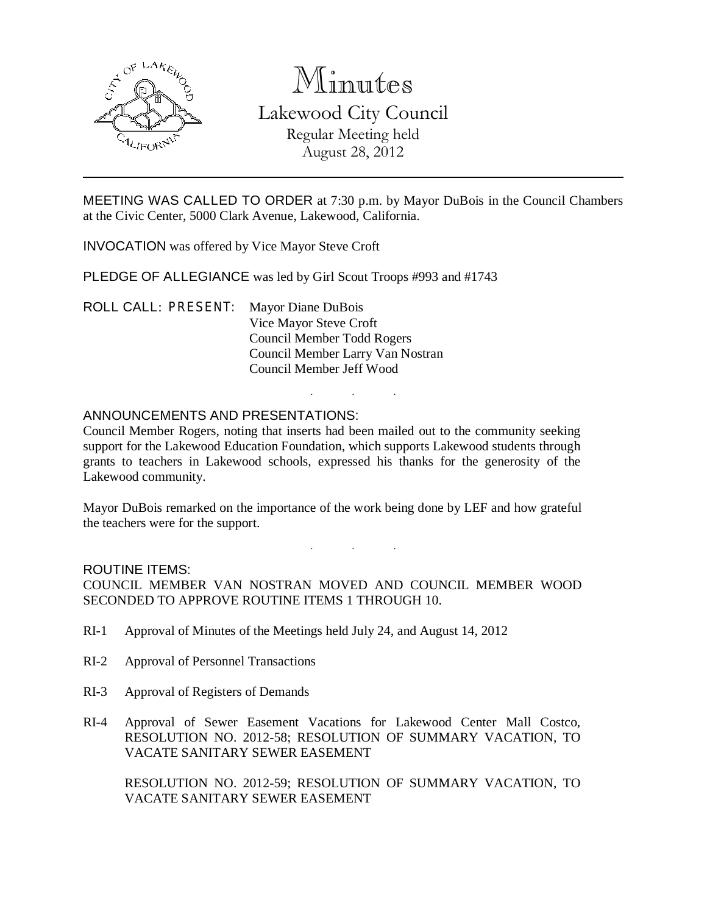# Minutes

## Lakewood City Council

Regular Meeting held
August 28, 2012

---

MEETING WAS CALLED TO ORDER at 7:30 p.m. by Mayor DuBois in the Council Chambers at the Civic Center, 5000 Clark Avenue, Lakewood, California.

INVOCATION was offered by Vice Mayor Steve Croft

PLEDGE OF ALLEGIANCE was led by Girl Scout Troops #993 and #1743

ROLL CALL: PRESENT: Mayor Diane DuBois
Vice Mayor Steve Croft
Council Member Todd Rogers
Council Member Larry Van Nostran
Council Member Jeff Wood

. . .

ANNOUNCEMENTS AND PRESENTATIONS:

Council Member Rogers, noting that inserts had been mailed out to the community seeking support for the Lakewood Education Foundation, which supports Lakewood students through grants to teachers in Lakewood schools, expressed his thanks for the generosity of the Lakewood community.

Mayor DuBois remarked on the importance of the work being done by LEF and how grateful the teachers were for the support.

. . .

ROUTINE ITEMS:

COUNCIL MEMBER VAN NOSTRAN MOVED AND COUNCIL MEMBER WOOD SECONDED TO APPROVE ROUTINE ITEMS 1 THROUGH 10.

RI-1 Approval of Minutes of the Meetings held July 24, and August 14, 2012

RI-2 Approval of Personnel Transactions

RI-3 Approval of Registers of Demands

RI-4 Approval of Sewer Easement Vacations for Lakewood Center Mall Costco, RESOLUTION NO. 2012-58; RESOLUTION OF SUMMARY VACATION, TO VACATE SANITARY SEWER EASEMENT

RESOLUTION NO. 2012-59; RESOLUTION OF SUMMARY VACATION, TO VACATE SANITARY SEWER EASEMENT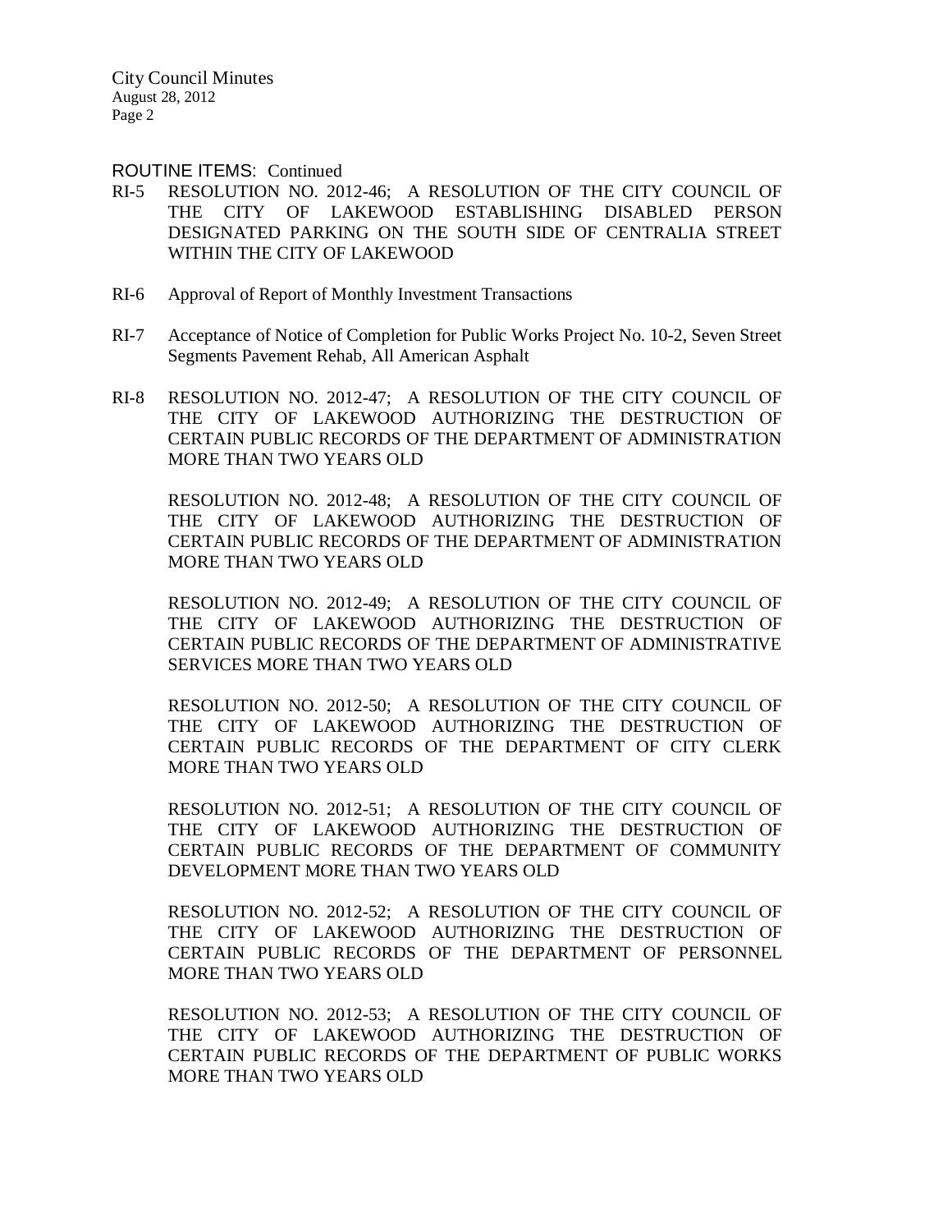ROUTINE ITEMS: Continued

RI-5 RESOLUTION NO. 2012-46; A RESOLUTION OF THE CITY COUNCIL OF THE CITY OF LAKEWOOD ESTABLISHING DISABLED PERSON DESIGNATED PARKING ON THE SOUTH SIDE OF CENTRALIA STREET WITHIN THE CITY OF LAKEWOOD

RI-6 Approval of Report of Monthly Investment Transactions

RI-7 Acceptance of Notice of Completion for Public Works Project No. 10-2, Seven Street Segments Pavement Rehab, All American Asphalt

RI-8 RESOLUTION NO. 2012-47; A RESOLUTION OF THE CITY COUNCIL OF THE CITY OF LAKEWOOD AUTHORIZING THE DESTRUCTION OF CERTAIN PUBLIC RECORDS OF THE DEPARTMENT OF ADMINISTRATION MORE THAN TWO YEARS OLD

RESOLUTION NO. 2012-48; A RESOLUTION OF THE CITY COUNCIL OF THE CITY OF LAKEWOOD AUTHORIZING THE DESTRUCTION OF CERTAIN PUBLIC RECORDS OF THE DEPARTMENT OF ADMINISTRATION MORE THAN TWO YEARS OLD

RESOLUTION NO. 2012-49; A RESOLUTION OF THE CITY COUNCIL OF THE CITY OF LAKEWOOD AUTHORIZING THE DESTRUCTION OF CERTAIN PUBLIC RECORDS OF THE DEPARTMENT OF ADMINISTRATIVE SERVICES MORE THAN TWO YEARS OLD

RESOLUTION NO. 2012-50; A RESOLUTION OF THE CITY COUNCIL OF THE CITY OF LAKEWOOD AUTHORIZING THE DESTRUCTION OF CERTAIN PUBLIC RECORDS OF THE DEPARTMENT OF CITY CLERK MORE THAN TWO YEARS OLD

RESOLUTION NO. 2012-51; A RESOLUTION OF THE CITY COUNCIL OF THE CITY OF LAKEWOOD AUTHORIZING THE DESTRUCTION OF CERTAIN PUBLIC RECORDS OF THE DEPARTMENT OF COMMUNITY DEVELOPMENT MORE THAN TWO YEARS OLD

RESOLUTION NO. 2012-52; A RESOLUTION OF THE CITY COUNCIL OF THE CITY OF LAKEWOOD AUTHORIZING THE DESTRUCTION OF CERTAIN PUBLIC RECORDS OF THE DEPARTMENT OF PERSONNEL MORE THAN TWO YEARS OLD

RESOLUTION NO. 2012-53; A RESOLUTION OF THE CITY COUNCIL OF THE CITY OF LAKEWOOD AUTHORIZING THE DESTRUCTION OF CERTAIN PUBLIC RECORDS OF THE DEPARTMENT OF PUBLIC WORKS MORE THAN TWO YEARS OLD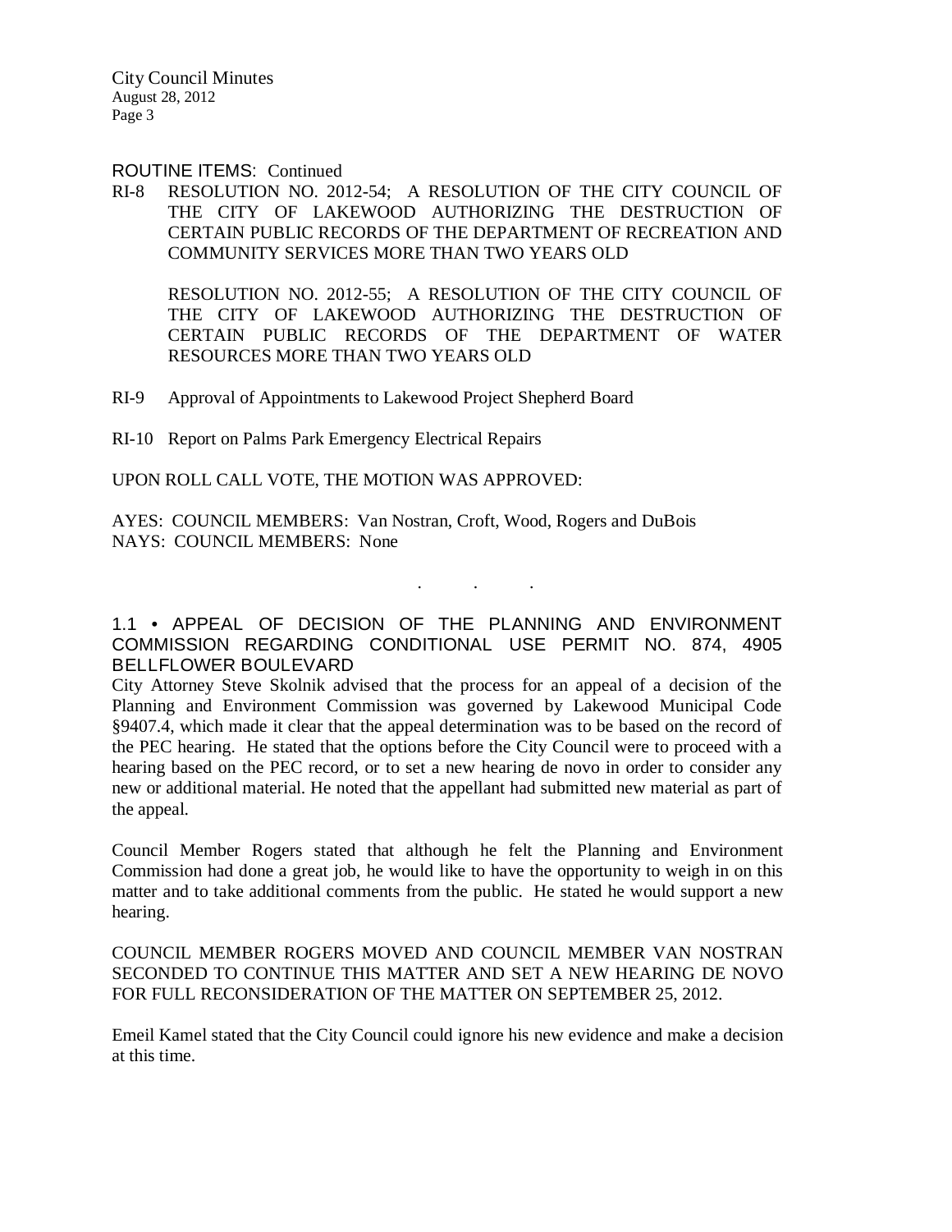ROUTINE ITEMS: Continued

RI-8 RESOLUTION NO. 2012-54; A RESOLUTION OF THE CITY COUNCIL OF THE CITY OF LAKEWOOD AUTHORIZING THE DESTRUCTION OF CERTAIN PUBLIC RECORDS OF THE DEPARTMENT OF RECREATION AND COMMUNITY SERVICES MORE THAN TWO YEARS OLD

RESOLUTION NO. 2012-55; A RESOLUTION OF THE CITY COUNCIL OF THE CITY OF LAKEWOOD AUTHORIZING THE DESTRUCTION OF CERTAIN PUBLIC RECORDS OF THE DEPARTMENT OF WATER RESOURCES MORE THAN TWO YEARS OLD

RI-9 Approval of Appointments to Lakewood Project Shepherd Board

RI-10 Report on Palms Park Emergency Electrical Repairs

UPON ROLL CALL VOTE, THE MOTION WAS APPROVED:

AYES: COUNCIL MEMBERS: Van Nostran, Croft, Wood, Rogers and DuBois
NAYS: COUNCIL MEMBERS: None

. . .

## 1.1 • APPEAL OF DECISION OF THE PLANNING AND ENVIRONMENT COMMISSION REGARDING CONDITIONAL USE PERMIT NO. 874, 4905 BELLFLOWER BOULEVARD

City Attorney Steve Skolnik advised that the process for an appeal of a decision of the Planning and Environment Commission was governed by Lakewood Municipal Code §9407.4, which made it clear that the appeal determination was to be based on the record of the PEC hearing. He stated that the options before the City Council were to proceed with a hearing based on the PEC record, or to set a new hearing de novo in order to consider any new or additional material. He noted that the appellant had submitted new material as part of the appeal.

Council Member Rogers stated that although he felt the Planning and Environment Commission had done a great job, he would like to have the opportunity to weigh in on this matter and to take additional comments from the public. He stated he would support a new hearing.

COUNCIL MEMBER ROGERS MOVED AND COUNCIL MEMBER VAN NOSTRAN SECONDED TO CONTINUE THIS MATTER AND SET A NEW HEARING DE NOVO FOR FULL RECONSIDERATION OF THE MATTER ON SEPTEMBER 25, 2012.

Emeil Kamel stated that the City Council could ignore his new evidence and make a decision at this time.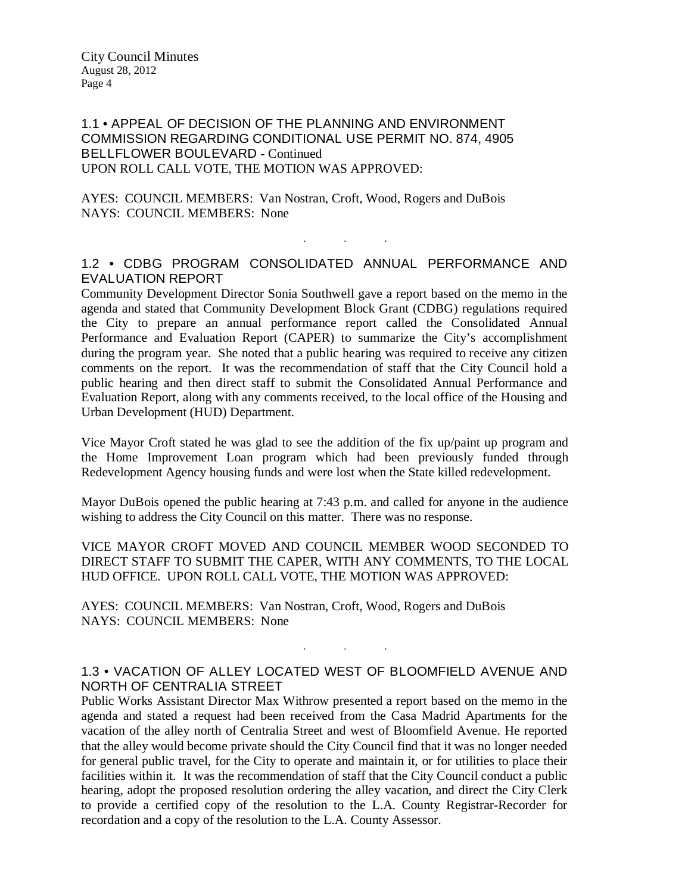## 1.1 • APPEAL OF DECISION OF THE PLANNING AND ENVIRONMENT COMMISSION REGARDING CONDITIONAL USE PERMIT NO. 874, 4905 BELLFLOWER BOULEVARD - Continued

UPON ROLL CALL VOTE, THE MOTION WAS APPROVED:

AYES: COUNCIL MEMBERS: Van Nostran, Croft, Wood, Rogers and DuBois
NAYS: COUNCIL MEMBERS: None

. . .

## 1.2 • CDBG PROGRAM CONSOLIDATED ANNUAL PERFORMANCE AND EVALUATION REPORT

Community Development Director Sonia Southwell gave a report based on the memo in the agenda and stated that Community Development Block Grant (CDBG) regulations required the City to prepare an annual performance report called the Consolidated Annual Performance and Evaluation Report (CAPER) to summarize the City's accomplishment during the program year. She noted that a public hearing was required to receive any citizen comments on the report. It was the recommendation of staff that the City Council hold a public hearing and then direct staff to submit the Consolidated Annual Performance and Evaluation Report, along with any comments received, to the local office of the Housing and Urban Development (HUD) Department.

Vice Mayor Croft stated he was glad to see the addition of the fix up/paint up program and the Home Improvement Loan program which had been previously funded through Redevelopment Agency housing funds and were lost when the State killed redevelopment.

Mayor DuBois opened the public hearing at 7:43 p.m. and called for anyone in the audience wishing to address the City Council on this matter. There was no response.

VICE MAYOR CROFT MOVED AND COUNCIL MEMBER WOOD SECONDED TO DIRECT STAFF TO SUBMIT THE CAPER, WITH ANY COMMENTS, TO THE LOCAL HUD OFFICE. UPON ROLL CALL VOTE, THE MOTION WAS APPROVED:

AYES: COUNCIL MEMBERS: Van Nostran, Croft, Wood, Rogers and DuBois
NAYS: COUNCIL MEMBERS: None

. . .

## 1.3 • VACATION OF ALLEY LOCATED WEST OF BLOOMFIELD AVENUE AND NORTH OF CENTRALIA STREET

Public Works Assistant Director Max Withrow presented a report based on the memo in the agenda and stated a request had been received from the Casa Madrid Apartments for the vacation of the alley north of Centralia Street and west of Bloomfield Avenue. He reported that the alley would become private should the City Council find that it was no longer needed for general public travel, for the City to operate and maintain it, or for utilities to place their facilities within it. It was the recommendation of staff that the City Council conduct a public hearing, adopt the proposed resolution ordering the alley vacation, and direct the City Clerk to provide a certified copy of the resolution to the L.A. County Registrar-Recorder for recordation and a copy of the resolution to the L.A. County Assessor.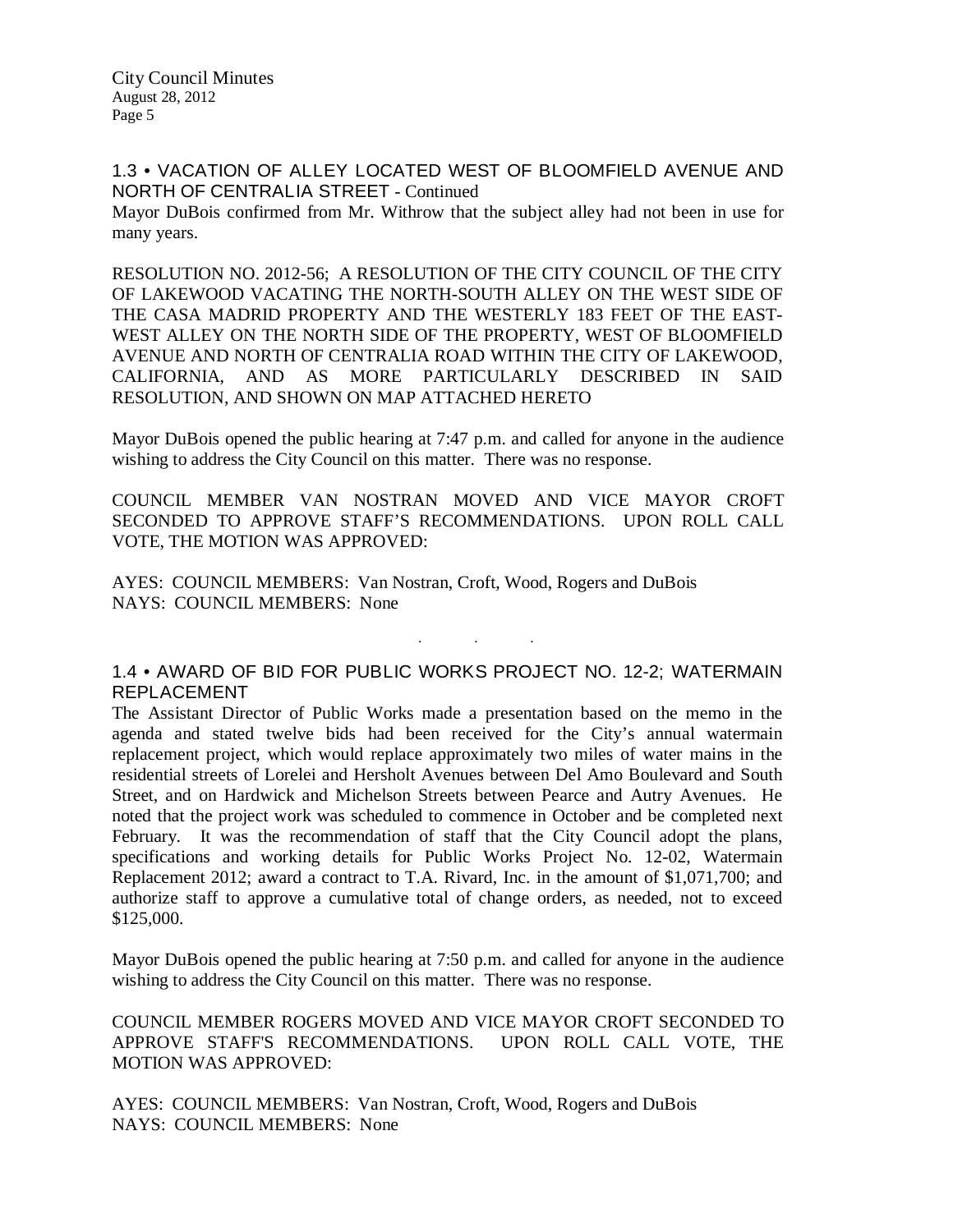## 1.3 • VACATION OF ALLEY LOCATED WEST OF BLOOMFIELD AVENUE AND NORTH OF CENTRALIA STREET - Continued

Mayor DuBois confirmed from Mr. Withrow that the subject alley had not been in use for many years.

RESOLUTION NO. 2012-56; A RESOLUTION OF THE CITY COUNCIL OF THE CITY OF LAKEWOOD VACATING THE NORTH-SOUTH ALLEY ON THE WEST SIDE OF THE CASA MADRID PROPERTY AND THE WESTERLY 183 FEET OF THE EAST-WEST ALLEY ON THE NORTH SIDE OF THE PROPERTY, WEST OF BLOOMFIELD AVENUE AND NORTH OF CENTRALIA ROAD WITHIN THE CITY OF LAKEWOOD, CALIFORNIA, AND AS MORE PARTICULARLY DESCRIBED IN SAID RESOLUTION, AND SHOWN ON MAP ATTACHED HERETO

Mayor DuBois opened the public hearing at 7:47 p.m. and called for anyone in the audience wishing to address the City Council on this matter. There was no response.

COUNCIL MEMBER VAN NOSTRAN MOVED AND VICE MAYOR CROFT SECONDED TO APPROVE STAFF'S RECOMMENDATIONS. UPON ROLL CALL VOTE, THE MOTION WAS APPROVED:

AYES: COUNCIL MEMBERS: Van Nostran, Croft, Wood, Rogers and DuBois
NAYS: COUNCIL MEMBERS: None

. . .

## 1.4 • AWARD OF BID FOR PUBLIC WORKS PROJECT NO. 12-2; WATERMAIN REPLACEMENT

The Assistant Director of Public Works made a presentation based on the memo in the agenda and stated twelve bids had been received for the City's annual watermain replacement project, which would replace approximately two miles of water mains in the residential streets of Lorelei and Hersholt Avenues between Del Amo Boulevard and South Street, and on Hardwick and Michelson Streets between Pearce and Autry Avenues. He noted that the project work was scheduled to commence in October and be completed next February. It was the recommendation of staff that the City Council adopt the plans, specifications and working details for Public Works Project No. 12-02, Watermain Replacement 2012; award a contract to T.A. Rivard, Inc. in the amount of $1,071,700; and authorize staff to approve a cumulative total of change orders, as needed, not to exceed $125,000.

Mayor DuBois opened the public hearing at 7:50 p.m. and called for anyone in the audience wishing to address the City Council on this matter. There was no response.

COUNCIL MEMBER ROGERS MOVED AND VICE MAYOR CROFT SECONDED TO APPROVE STAFF'S RECOMMENDATIONS. UPON ROLL CALL VOTE, THE MOTION WAS APPROVED:

AYES: COUNCIL MEMBERS: Van Nostran, Croft, Wood, Rogers and DuBois
NAYS: COUNCIL MEMBERS: None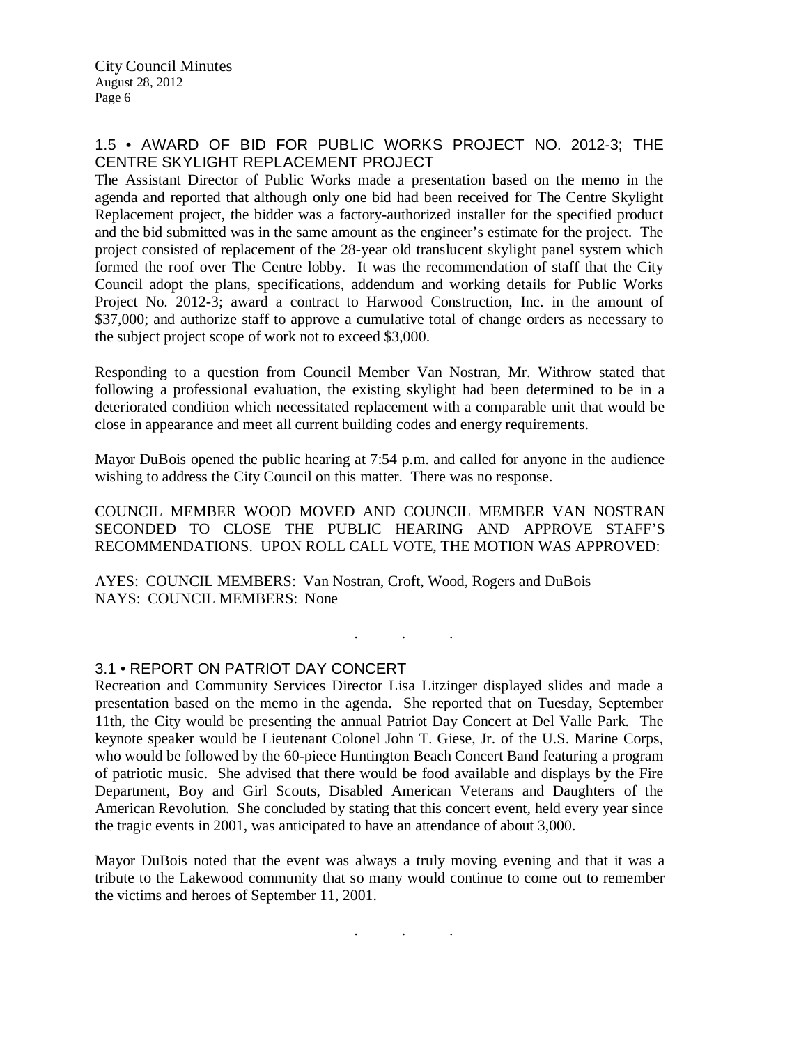## 1.5 • AWARD OF BID FOR PUBLIC WORKS PROJECT NO. 2012-3; THE CENTRE SKYLIGHT REPLACEMENT PROJECT

The Assistant Director of Public Works made a presentation based on the memo in the agenda and reported that although only one bid had been received for The Centre Skylight Replacement project, the bidder was a factory-authorized installer for the specified product and the bid submitted was in the same amount as the engineer's estimate for the project. The project consisted of replacement of the 28-year old translucent skylight panel system which formed the roof over The Centre lobby. It was the recommendation of staff that the City Council adopt the plans, specifications, addendum and working details for Public Works Project No. 2012-3; award a contract to Harwood Construction, Inc. in the amount of $37,000; and authorize staff to approve a cumulative total of change orders as necessary to the subject project scope of work not to exceed $3,000.

Responding to a question from Council Member Van Nostran, Mr. Withrow stated that following a professional evaluation, the existing skylight had been determined to be in a deteriorated condition which necessitated replacement with a comparable unit that would be close in appearance and meet all current building codes and energy requirements.

Mayor DuBois opened the public hearing at 7:54 p.m. and called for anyone in the audience wishing to address the City Council on this matter. There was no response.

COUNCIL MEMBER WOOD MOVED AND COUNCIL MEMBER VAN NOSTRAN SECONDED TO CLOSE THE PUBLIC HEARING AND APPROVE STAFF'S RECOMMENDATIONS. UPON ROLL CALL VOTE, THE MOTION WAS APPROVED:

AYES: COUNCIL MEMBERS: Van Nostran, Croft, Wood, Rogers and DuBois
NAYS: COUNCIL MEMBERS: None

. . .

## 3.1 • REPORT ON PATRIOT DAY CONCERT

Recreation and Community Services Director Lisa Litzinger displayed slides and made a presentation based on the memo in the agenda. She reported that on Tuesday, September 11th, the City would be presenting the annual Patriot Day Concert at Del Valle Park. The keynote speaker would be Lieutenant Colonel John T. Giese, Jr. of the U.S. Marine Corps, who would be followed by the 60-piece Huntington Beach Concert Band featuring a program of patriotic music. She advised that there would be food available and displays by the Fire Department, Boy and Girl Scouts, Disabled American Veterans and Daughters of the American Revolution. She concluded by stating that this concert event, held every year since the tragic events in 2001, was anticipated to have an attendance of about 3,000.

Mayor DuBois noted that the event was always a truly moving evening and that it was a tribute to the Lakewood community that so many would continue to come out to remember the victims and heroes of September 11, 2001.

. . .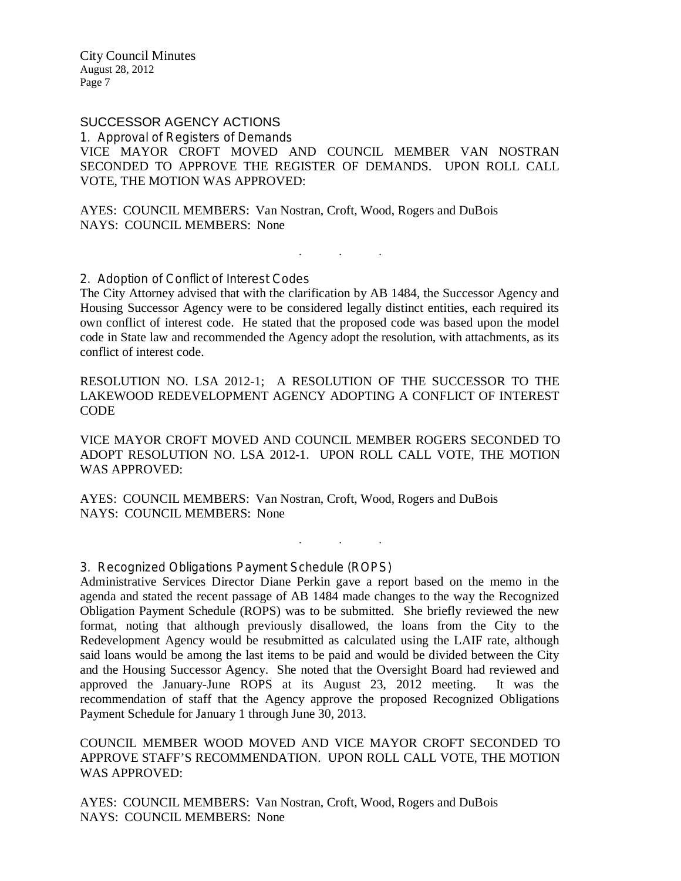## SUCCESSOR AGENCY ACTIONS

### 1. Approval of Registers of Demands

VICE MAYOR CROFT MOVED AND COUNCIL MEMBER VAN NOSTRAN SECONDED TO APPROVE THE REGISTER OF DEMANDS. UPON ROLL CALL VOTE, THE MOTION WAS APPROVED:

AYES: COUNCIL MEMBERS: Van Nostran, Croft, Wood, Rogers and DuBois
NAYS: COUNCIL MEMBERS: None

. . .

### 2. Adoption of Conflict of Interest Codes

The City Attorney advised that with the clarification by AB 1484, the Successor Agency and Housing Successor Agency were to be considered legally distinct entities, each required its own conflict of interest code. He stated that the proposed code was based upon the model code in State law and recommended the Agency adopt the resolution, with attachments, as its conflict of interest code.

RESOLUTION NO. LSA 2012-1; A RESOLUTION OF THE SUCCESSOR TO THE LAKEWOOD REDEVELOPMENT AGENCY ADOPTING A CONFLICT OF INTEREST CODE

VICE MAYOR CROFT MOVED AND COUNCIL MEMBER ROGERS SECONDED TO ADOPT RESOLUTION NO. LSA 2012-1. UPON ROLL CALL VOTE, THE MOTION WAS APPROVED:

AYES: COUNCIL MEMBERS: Van Nostran, Croft, Wood, Rogers and DuBois
NAYS: COUNCIL MEMBERS: None

. . .

### 3. Recognized Obligations Payment Schedule (ROPS)

Administrative Services Director Diane Perkin gave a report based on the memo in the agenda and stated the recent passage of AB 1484 made changes to the way the Recognized Obligation Payment Schedule (ROPS) was to be submitted. She briefly reviewed the new format, noting that although previously disallowed, the loans from the City to the Redevelopment Agency would be resubmitted as calculated using the LAIF rate, although said loans would be among the last items to be paid and would be divided between the City and the Housing Successor Agency. She noted that the Oversight Board had reviewed and approved the January-June ROPS at its August 23, 2012 meeting. It was the recommendation of staff that the Agency approve the proposed Recognized Obligations Payment Schedule for January 1 through June 30, 2013.

COUNCIL MEMBER WOOD MOVED AND VICE MAYOR CROFT SECONDED TO APPROVE STAFF'S RECOMMENDATION. UPON ROLL CALL VOTE, THE MOTION WAS APPROVED:

AYES: COUNCIL MEMBERS: Van Nostran, Croft, Wood, Rogers and DuBois
NAYS: COUNCIL MEMBERS: None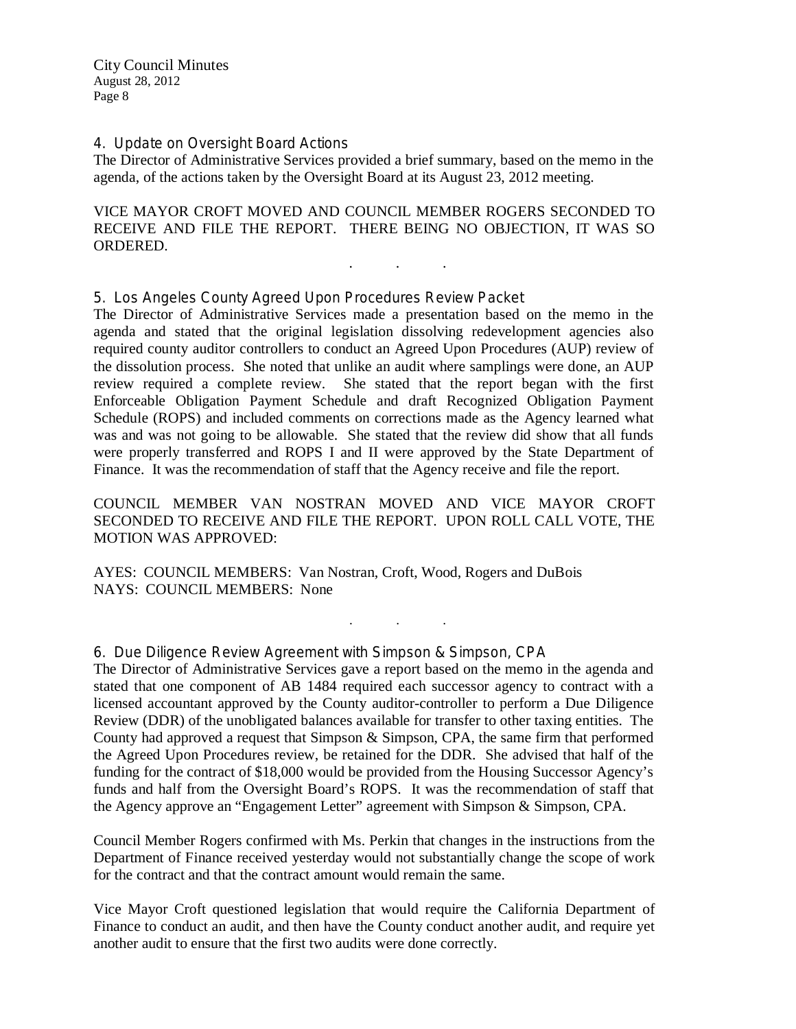### 4. Update on Oversight Board Actions

The Director of Administrative Services provided a brief summary, based on the memo in the agenda, of the actions taken by the Oversight Board at its August 23, 2012 meeting.

VICE MAYOR CROFT MOVED AND COUNCIL MEMBER ROGERS SECONDED TO RECEIVE AND FILE THE REPORT. THERE BEING NO OBJECTION, IT WAS SO ORDERED.

. . .

### 5. Los Angeles County Agreed Upon Procedures Review Packet

The Director of Administrative Services made a presentation based on the memo in the agenda and stated that the original legislation dissolving redevelopment agencies also required county auditor controllers to conduct an Agreed Upon Procedures (AUP) review of the dissolution process. She noted that unlike an audit where samplings were done, an AUP review required a complete review. She stated that the report began with the first Enforceable Obligation Payment Schedule and draft Recognized Obligation Payment Schedule (ROPS) and included comments on corrections made as the Agency learned what was and was not going to be allowable. She stated that the review did show that all funds were properly transferred and ROPS I and II were approved by the State Department of Finance. It was the recommendation of staff that the Agency receive and file the report.

COUNCIL MEMBER VAN NOSTRAN MOVED AND VICE MAYOR CROFT SECONDED TO RECEIVE AND FILE THE REPORT. UPON ROLL CALL VOTE, THE MOTION WAS APPROVED:

AYES: COUNCIL MEMBERS: Van Nostran, Croft, Wood, Rogers and DuBois
NAYS: COUNCIL MEMBERS: None

. . .

### 6. Due Diligence Review Agreement with Simpson & Simpson, CPA

The Director of Administrative Services gave a report based on the memo in the agenda and stated that one component of AB 1484 required each successor agency to contract with a licensed accountant approved by the County auditor-controller to perform a Due Diligence Review (DDR) of the unobligated balances available for transfer to other taxing entities. The County had approved a request that Simpson & Simpson, CPA, the same firm that performed the Agreed Upon Procedures review, be retained for the DDR. She advised that half of the funding for the contract of $18,000 would be provided from the Housing Successor Agency's funds and half from the Oversight Board's ROPS. It was the recommendation of staff that the Agency approve an "Engagement Letter" agreement with Simpson & Simpson, CPA.

Council Member Rogers confirmed with Ms. Perkin that changes in the instructions from the Department of Finance received yesterday would not substantially change the scope of work for the contract and that the contract amount would remain the same.

Vice Mayor Croft questioned legislation that would require the California Department of Finance to conduct an audit, and then have the County conduct another audit, and require yet another audit to ensure that the first two audits were done correctly.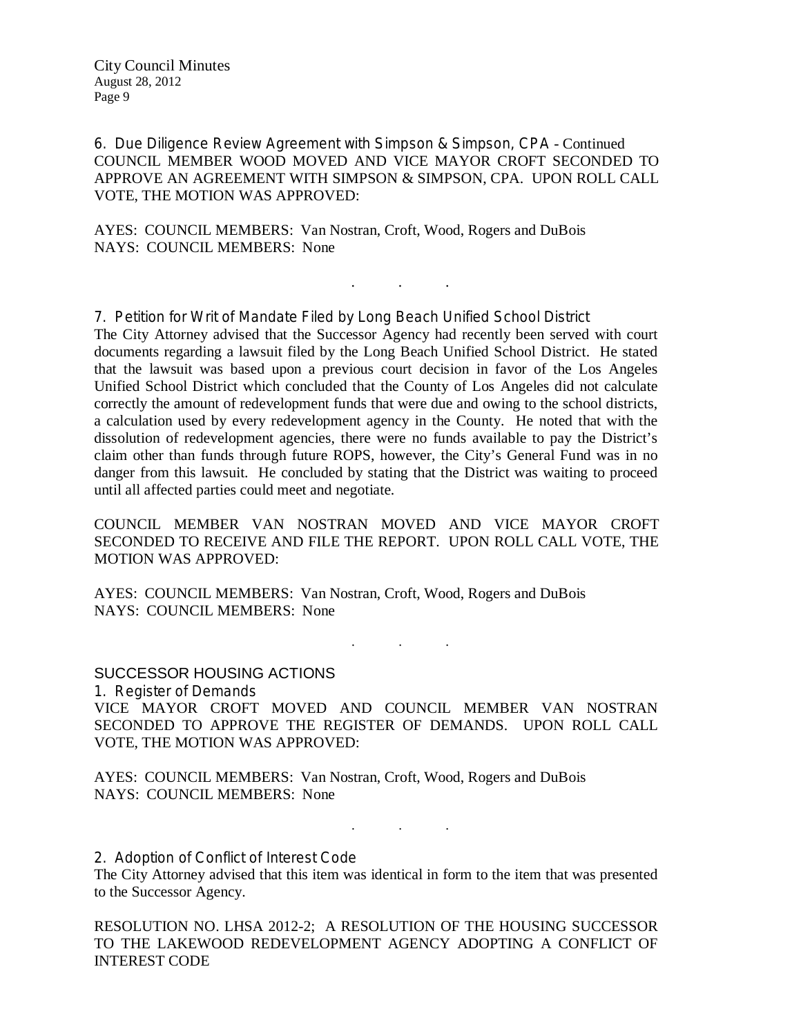6. Due Diligence Review Agreement with Simpson & Simpson, CPA - Continued

COUNCIL MEMBER WOOD MOVED AND VICE MAYOR CROFT SECONDED TO APPROVE AN AGREEMENT WITH SIMPSON & SIMPSON, CPA. UPON ROLL CALL VOTE, THE MOTION WAS APPROVED:

AYES: COUNCIL MEMBERS: Van Nostran, Croft, Wood, Rogers and DuBois
NAYS: COUNCIL MEMBERS: None

. . .

7. Petition for Writ of Mandate Filed by Long Beach Unified School District

The City Attorney advised that the Successor Agency had recently been served with court documents regarding a lawsuit filed by the Long Beach Unified School District. He stated that the lawsuit was based upon a previous court decision in favor of the Los Angeles Unified School District which concluded that the County of Los Angeles did not calculate correctly the amount of redevelopment funds that were due and owing to the school districts, a calculation used by every redevelopment agency in the County. He noted that with the dissolution of redevelopment agencies, there were no funds available to pay the District's claim other than funds through future ROPS, however, the City's General Fund was in no danger from this lawsuit. He concluded by stating that the District was waiting to proceed until all affected parties could meet and negotiate.

COUNCIL MEMBER VAN NOSTRAN MOVED AND VICE MAYOR CROFT SECONDED TO RECEIVE AND FILE THE REPORT. UPON ROLL CALL VOTE, THE MOTION WAS APPROVED:

AYES: COUNCIL MEMBERS: Van Nostran, Croft, Wood, Rogers and DuBois
NAYS: COUNCIL MEMBERS: None

. . .

SUCCESSOR HOUSING ACTIONS

1. Register of Demands

VICE MAYOR CROFT MOVED AND COUNCIL MEMBER VAN NOSTRAN SECONDED TO APPROVE THE REGISTER OF DEMANDS. UPON ROLL CALL VOTE, THE MOTION WAS APPROVED:

AYES: COUNCIL MEMBERS: Van Nostran, Croft, Wood, Rogers and DuBois
NAYS: COUNCIL MEMBERS: None

. . .

2. Adoption of Conflict of Interest Code

The City Attorney advised that this item was identical in form to the item that was presented to the Successor Agency.

RESOLUTION NO. LHSA 2012-2; A RESOLUTION OF THE HOUSING SUCCESSOR TO THE LAKEWOOD REDEVELOPMENT AGENCY ADOPTING A CONFLICT OF INTEREST CODE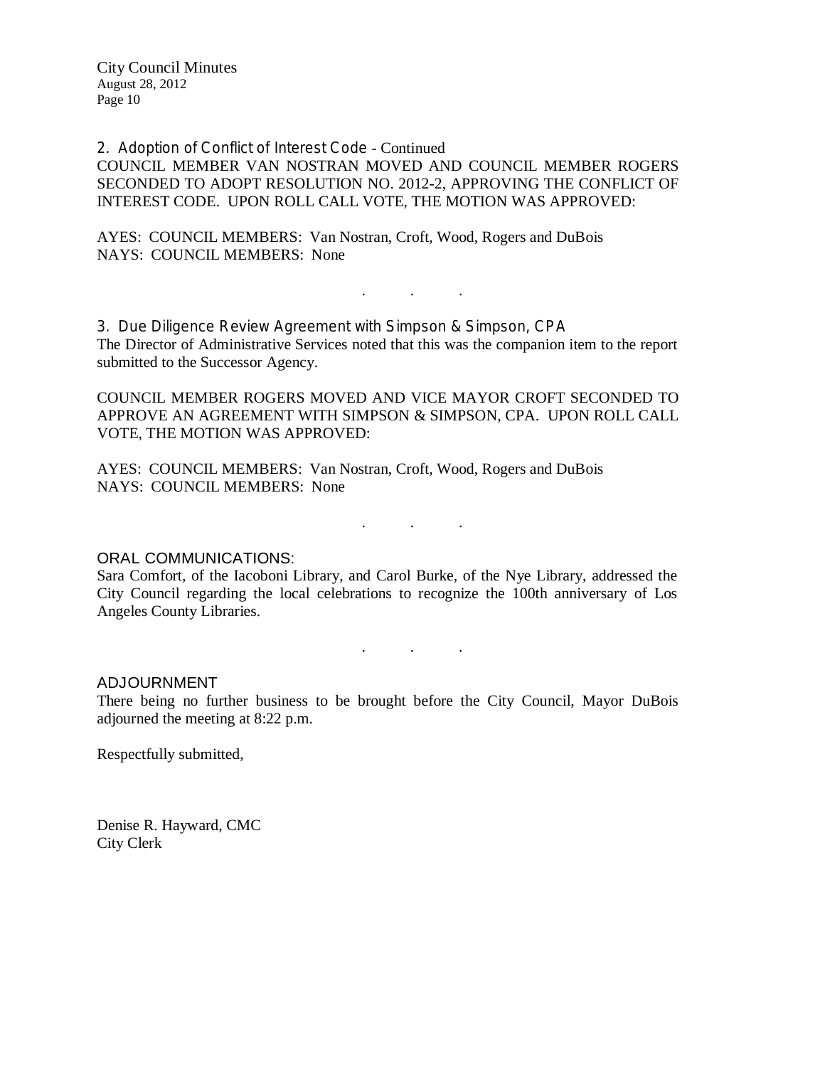## 2. Adoption of Conflict of Interest Code - Continued

COUNCIL MEMBER VAN NOSTRAN MOVED AND COUNCIL MEMBER ROGERS SECONDED TO ADOPT RESOLUTION NO. 2012-2, APPROVING THE CONFLICT OF INTEREST CODE. UPON ROLL CALL VOTE, THE MOTION WAS APPROVED:

AYES: COUNCIL MEMBERS: Van Nostran, Croft, Wood, Rogers and DuBois
NAYS: COUNCIL MEMBERS: None

. . .

## 3. Due Diligence Review Agreement with Simpson & Simpson, CPA

The Director of Administrative Services noted that this was the companion item to the report submitted to the Successor Agency.

COUNCIL MEMBER ROGERS MOVED AND VICE MAYOR CROFT SECONDED TO APPROVE AN AGREEMENT WITH SIMPSON & SIMPSON, CPA. UPON ROLL CALL VOTE, THE MOTION WAS APPROVED:

AYES: COUNCIL MEMBERS: Van Nostran, Croft, Wood, Rogers and DuBois
NAYS: COUNCIL MEMBERS: None

. . .

## ORAL COMMUNICATIONS:

Sara Comfort, of the Iacoboni Library, and Carol Burke, of the Nye Library, addressed the City Council regarding the local celebrations to recognize the 100th anniversary of Los Angeles County Libraries.

. . .

## ADJOURNMENT

There being no further business to be brought before the City Council, Mayor DuBois adjourned the meeting at 8:22 p.m.

Respectfully submitted,

Denise R. Hayward, CMC
City Clerk